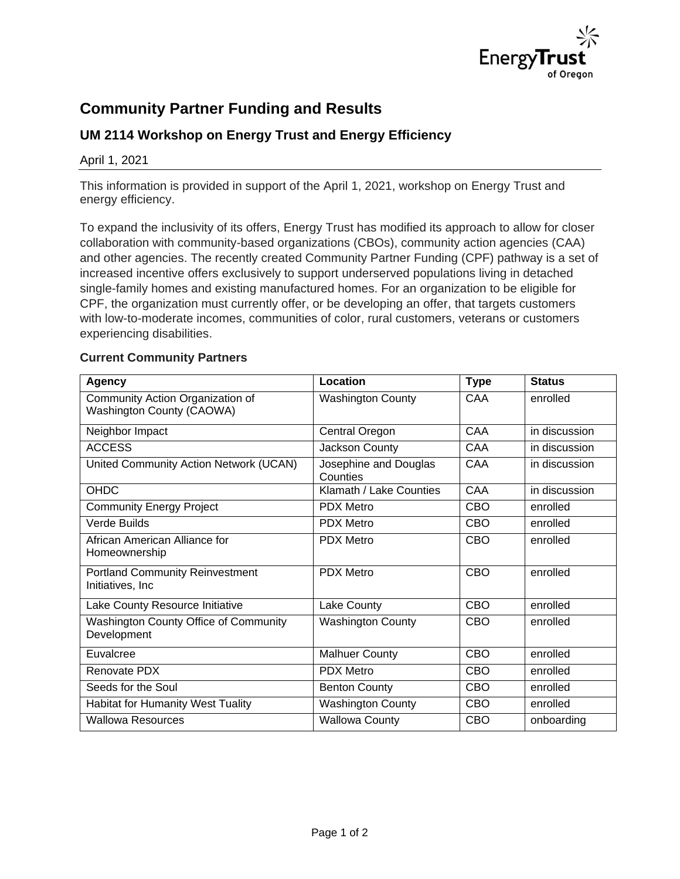# Community Partner Funding and Results

## UM 2114 Workshop on Energy Trust and Energy Efficiency

April 1, 2021

This information is provided in support of the April 1, 2021, workshop on Energy Trust and energy efficiency.

To expand the inclusivity of its offers, Energy Trust has modified its approach to allow for closer collaboration with community-based organizations (CBOs), community action agencies (CAA) and other agencies. The recently created Community Partner Funding (CPF) pathway is a set of increased incentive offers exclusively to support underserved populations living in detached single-family homes and existing manufactured homes. For an organization to be eligible for CPF, the organization must currently offer, or be developing an offer, that targets customers with low-to-moderate incomes, communities of color, rural customers, veterans or customers experiencing disabilities.

### Current Community Partners

| Agency | Location | Type | Status |
|---|---|---|---|
| Community Action Organization of Washington County (CAOWA) | Washington County | CAA | enrolled |
| Neighbor Impact | Central Oregon | CAA | in discussion |
| ACCESS | Jackson County | CAA | in discussion |
| United Community Action Network (UCAN) | Josephine and Douglas Counties | CAA | in discussion |
| OHDC | Klamath / Lake Counties | CAA | in discussion |
| Community Energy Project | PDX Metro | CBO | enrolled |
| Verde Builds | PDX Metro | CBO | enrolled |
| African American Alliance for Homeownership | PDX Metro | CBO | enrolled |
| Portland Community Reinvestment Initiatives, Inc | PDX Metro | CBO | enrolled |
| Lake County Resource Initiative | Lake County | CBO | enrolled |
| Washington County Office of Community Development | Washington County | CBO | enrolled |
| Euvalcree | Malhuer County | CBO | enrolled |
| Renovate PDX | PDX Metro | CBO | enrolled |
| Seeds for the Soul | Benton County | CBO | enrolled |
| Habitat for Humanity West Tuality | Washington County | CBO | enrolled |
| Wallowa Resources | Wallowa County | CBO | onboarding |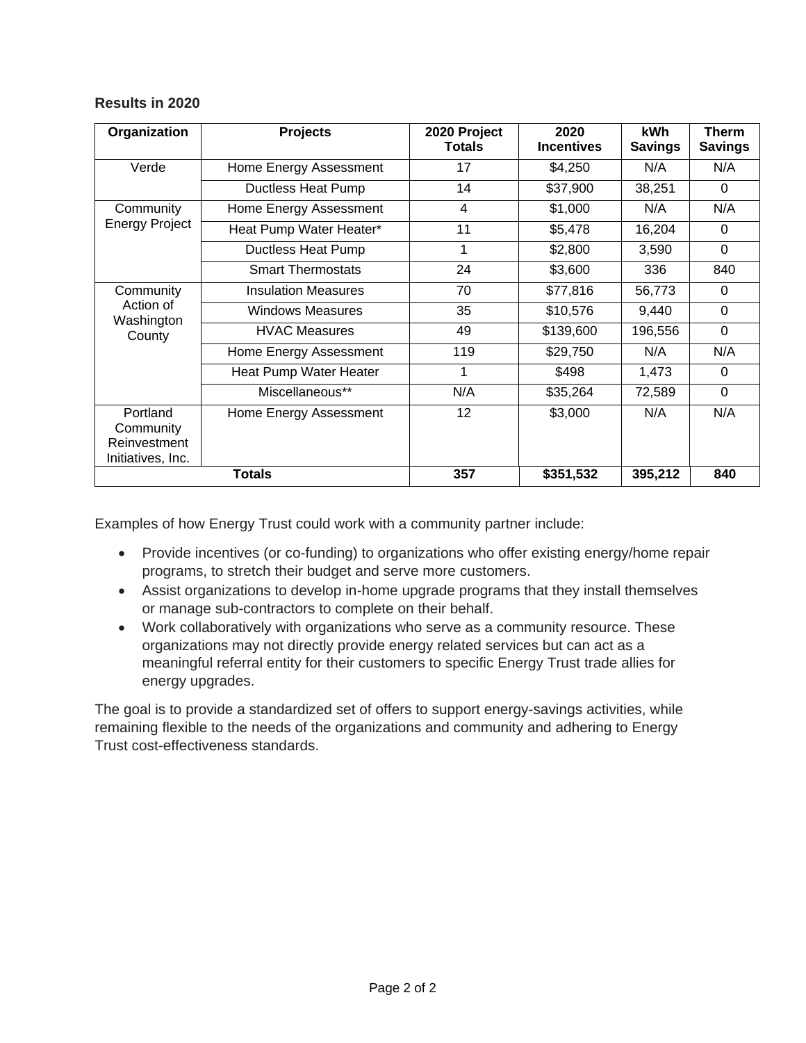**Results in 2020**

| Organization | Projects | 2020 Project Totals | 2020 Incentives | kWh Savings | Therm Savings |
|---|---|---|---|---|---|
| Verde | Home Energy Assessment | 17 | $4,250 | N/A | N/A |
| | Ductless Heat Pump | 14 | $37,900 | 38,251 | 0 |
| Community Energy Project | Home Energy Assessment | 4 | $1,000 | N/A | N/A |
| | Heat Pump Water Heater* | 11 | $5,478 | 16,204 | 0 |
| | Ductless Heat Pump | 1 | $2,800 | 3,590 | 0 |
| | Smart Thermostats | 24 | $3,600 | 336 | 840 |
| Community Action of Washington County | Insulation Measures | 70 | $77,816 | 56,773 | 0 |
| | Windows Measures | 35 | $10,576 | 9,440 | 0 |
| | HVAC Measures | 49 | $139,600 | 196,556 | 0 |
| | Home Energy Assessment | 119 | $29,750 | N/A | N/A |
| | Heat Pump Water Heater | 1 | $498 | 1,473 | 0 |
| | Miscellaneous** | N/A | $35,264 | 72,589 | 0 |
| Portland Community Reinvestment Initiatives, Inc. | Home Energy Assessment | 12 | $3,000 | N/A | N/A |
| **Totals** | | **357** | **$351,532** | **395,212** | **840** |

Examples of how Energy Trust could work with a community partner include:

- Provide incentives (or co-funding) to organizations who offer existing energy/home repair programs, to stretch their budget and serve more customers.
- Assist organizations to develop in-home upgrade programs that they install themselves or manage sub-contractors to complete on their behalf.
- Work collaboratively with organizations who serve as a community resource. These organizations may not directly provide energy related services but can act as a meaningful referral entity for their customers to specific Energy Trust trade allies for energy upgrades.

The goal is to provide a standardized set of offers to support energy-savings activities, while remaining flexible to the needs of the organizations and community and adhering to Energy Trust cost-effectiveness standards.